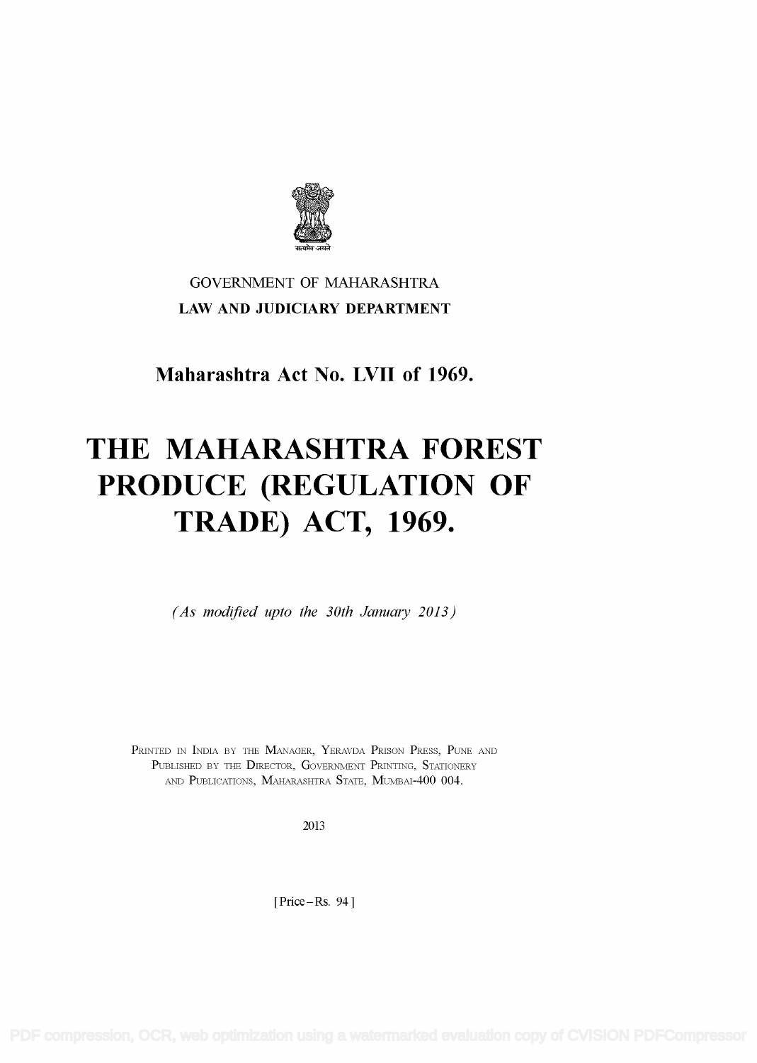GOVERNMENT OF MAHARASHTRA

**LAW AND JUDICIARY DEPARTMENT**

**Maharashtra Act No. LVII of 1969.**

# THE MAHARASHTRA FOREST PRODUCE (REGULATION OF TRADE) ACT, 1969.

*(As modified upto the 30th January 2013)*

PRINTED IN INDIA BY THE MANAGER, YERAVDA PRISON PRESS, PUNE AND PUBLISHED BY THE DIRECTOR, GOVERNMENT PRINTING, STATIONERY AND PUBLICATIONS, MAHARASHTRA STATE, MUMBAI-400 004.

2013

[ Price – Rs. 94 ]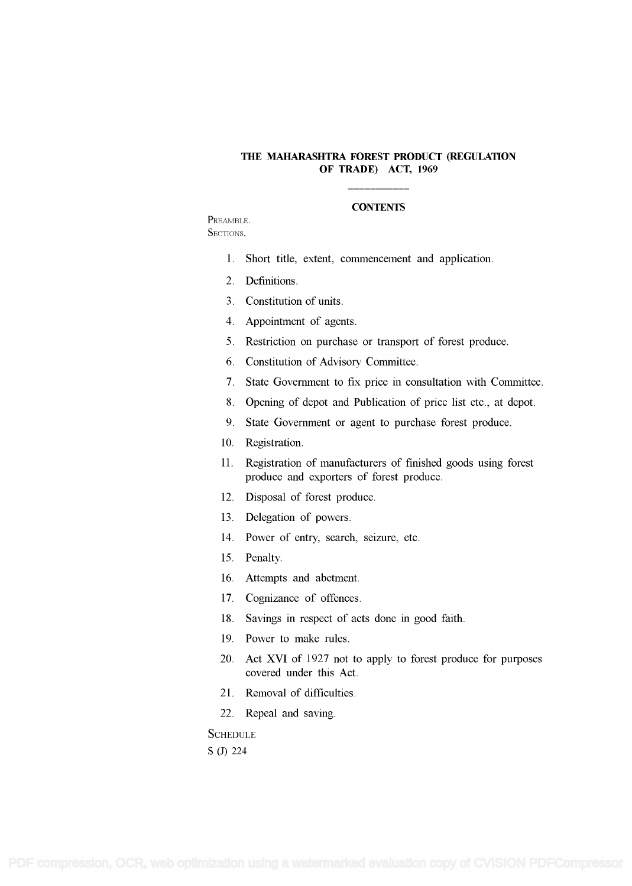# THE MAHARASHTRA FOREST PRODUCT (REGULATION OF TRADE) ACT, 1969

---

## CONTENTS

PREAMBLE.

SECTIONS.

1. Short title, extent, commencement and application.
2. Definitions.
3. Constitution of units.
4. Appointment of agents.
5. Restriction on purchase or transport of forest produce.
6. Constitution of Advisory Committee.
7. State Government to fix price in consultation with Committee.
8. Opening of depot and Publication of price list etc., at depot.
9. State Government or agent to purchase forest produce.
10. Registration.
11. Registration of manufacturers of finished goods using forest produce and exporters of forest produce.
12. Disposal of forest produce.
13. Delegation of powers.
14. Power of entry, search, seizure, etc.
15. Penalty.
16. Attempts and abetment.
17. Cognizance of offences.
18. Savings in respect of acts done in good faith.
19. Power to make rules.
20. Act XVI of 1927 not to apply to forest produce for purposes covered under this Act.
21. Removal of difficulties.
22. Repeal and saving.

SCHEDULE

S (J) 224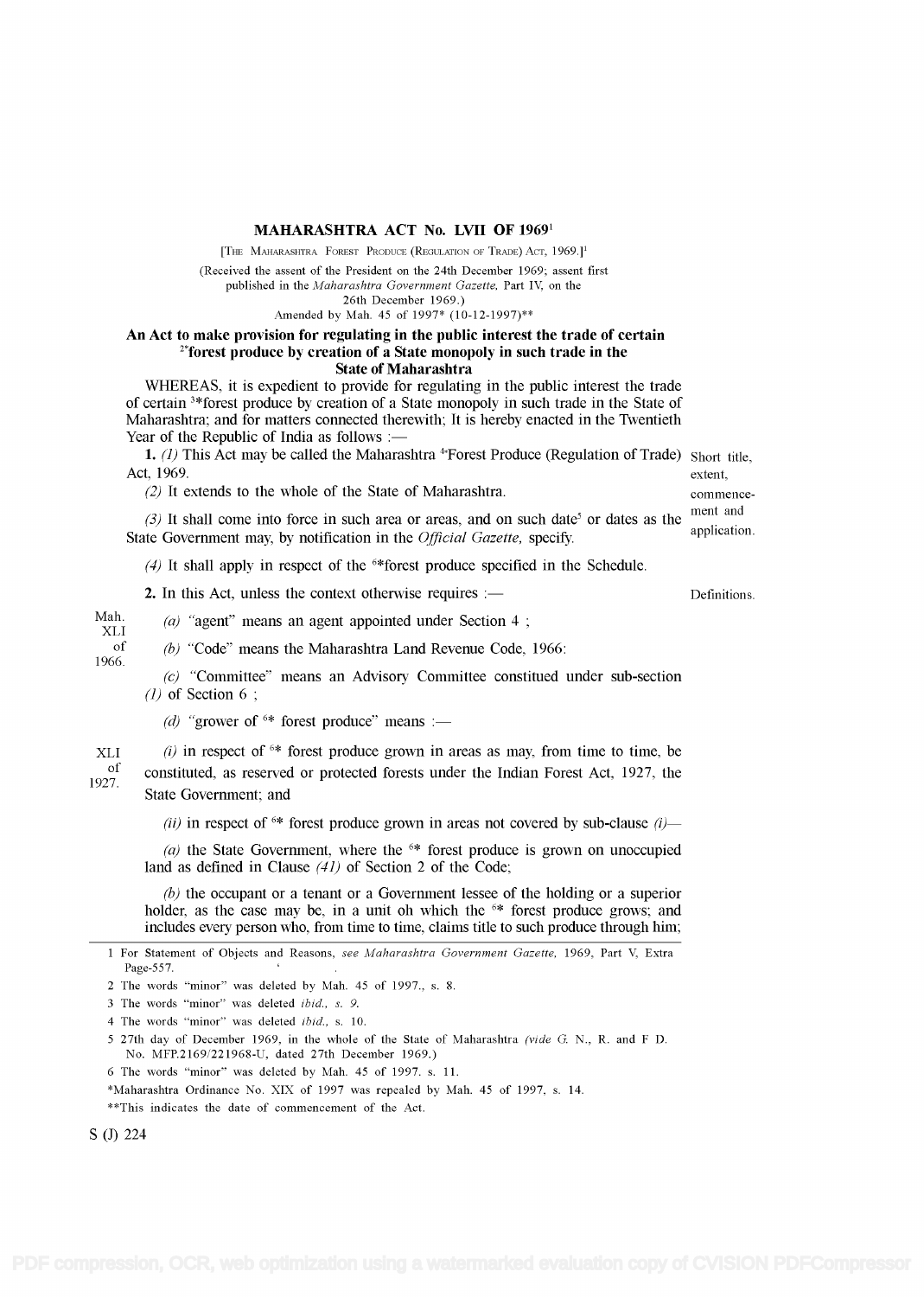# MAHARASHTRA ACT No. LVII OF 1969[1]

[THE MAHARASHTRA FOREST PRODUCE (REGULATION OF TRADE) ACT, 1969.][1]

(Received the assent of the President on the 24th December 1969; assent first published in the *Maharashtra Government Gazette,* Part IV, on the 26th December 1969.)

Amended by Mah. 45 of 1997* (10-12-1997)**

**An Act to make provision for regulating in the public interest the trade of certain [2]*forest produce by creation of a State monopoly in such trade in the State of Maharashtra**

WHEREAS, it is expedient to provide for regulating in the public interest the trade of certain [3]*forest produce by creation of a State monopoly in such trade in the State of Maharashtra; and for matters connected therewith; It is hereby enacted in the Twentieth Year of the Republic of India as follows :—

Short title, extent, commencement and application.

**1.** *(1)* This Act may be called the Maharashtra [4]*Forest Produce (Regulation of Trade) Act, 1969.

*(2)* It extends to the whole of the State of Maharashtra.

*(3)* It shall come into force in such area or areas, and on such date[5] or dates as the State Government may, by notification in the *Official Gazette,* specify.

*(4)* It shall apply in respect of the [6]*forest produce specified in the Schedule.

Definitions.

**2.** In this Act, unless the context otherwise requires :—

*(a)* "agent" means an agent appointed under Section 4 ;

Mah. XLI of 1966.

*(b)* "Code" means the Maharashtra Land Revenue Code, 1966:

*(c)* "Committee" means an Advisory Committee constitued under sub-section *(1)* of Section 6 ;

*(d)* "grower of [6]* forest produce" means :—

XLI of 1927.

*(i)* in respect of [6]* forest produce grown in areas as may, from time to time, be constituted, as reserved or protected forests under the Indian Forest Act, 1927, the State Government; and

*(ii)* in respect of [6]* forest produce grown in areas not covered by sub-clause *(i)*—

*(a)* the State Government, where the [6]* forest produce is grown on unoccupied land as defined in Clause *(41)* of Section 2 of the Code;

*(b)* the occupant or a tenant or a Government lessee of the holding or a superior holder, as the case may be, in a unit oh which the [6]* forest produce grows; and includes every person who, from time to time, claims title to such produce through him;

---

1 For Statement of Objects and Reasons, *see Maharashtra Government Gazette,* 1969, Part V, Extra Page-557.

2 The words "minor" was deleted by Mah. 45 of 1997., s. 8.

3 The words "minor" was deleted *ibid., s. 9.*

4 The words "minor" was deleted *ibid.,* s. 10.

5 27th day of December 1969, in the whole of the State of Maharashtra *(vide* G. N., R. and F D. No. MFP.2169/221968-U, dated 27th December 1969.)

6 The words "minor" was deleted by Mah. 45 of 1997. s. 11.

*Maharashtra Ordinance No. XIX of 1997 was repealed by Mah. 45 of 1997, s. 14.

**This indicates the date of commencement of the Act.

S (J) 224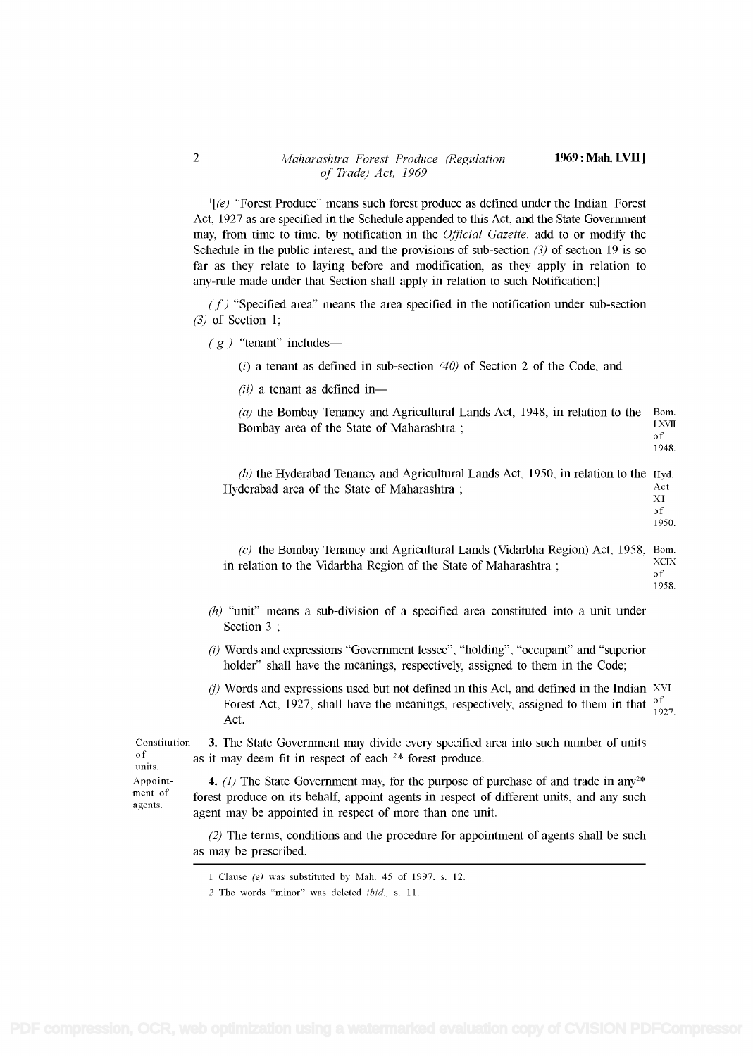[1][(e) "Forest Produce" means such forest produce as defined under the Indian Forest Act, 1927 as are specified in the Schedule appended to this Act, and the State Government may, from time to time. by notification in the *Official Gazette,* add to or modify the Schedule in the public interest, and the provisions of sub-section *(3)* of section 19 is so far as they relate to laying before and modification, as they apply in relation to any-rule made under that Section shall apply in relation to such Notification;]

*(f)* "Specified area" means the area specified in the notification under sub-section *(3)* of Section 1;

*(g)* "tenant" includes—

(*i*) a tenant as defined in sub-section *(40)* of Section 2 of the Code, and

*(ii)* a tenant as defined in—

*(a)* the Bombay Tenancy and Agricultural Lands Act, 1948, in relation to the Bombay area of the State of Maharashtra ; Bom. LXVII of 1948.

*(b)* the Hyderabad Tenancy and Agricultural Lands Act, 1950, in relation to the Hyderabad area of the State of Maharashtra ; Hyd. Act XI of 1950.

*(c)* the Bombay Tenancy and Agricultural Lands (Vidarbha Region) Act, 1958, in relation to the Vidarbha Region of the State of Maharashtra ; Bom. XCIX of 1958.

*(h)* "unit" means a sub-division of a specified area constituted into a unit under Section 3 ;

*(i)* Words and expressions "Government lessee", "holding", "occupant" and "superior holder" shall have the meanings, respectively, assigned to them in the Code;

*(j)* Words and expressions used but not defined in this Act, and defined in the Indian Forest Act, 1927, shall have the meanings, respectively, assigned to them in that Act. XVI of 1927.

Constitution of units.

**3.** The State Government may divide every specified area into such number of units as it may deem fit in respect of each [2]* forest produce.

Appointment of agents.

**4.** *(1)* The State Government may, for the purpose of purchase of and trade in any[2]* forest produce on its behalf, appoint agents in respect of different units, and any such agent may be appointed in respect of more than one unit.

*(2)* The terms, conditions and the procedure for appointment of agents shall be such as may be prescribed.

---

1 Clause *(e)* was substituted by Mah. 45 of 1997, s. 12.

2 The words "minor" was deleted *ibid.,* s. 11.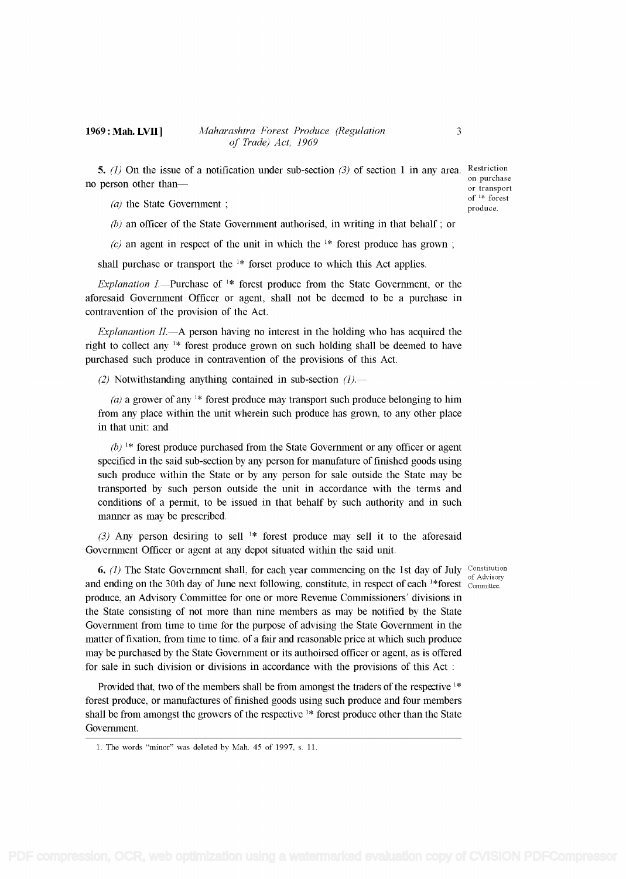**5.** *(1)* On the issue of a notification under sub-section *(3)* of section 1 in any area. no person other than—

Restriction on purchase or transport of [1]* forest produce.

*(a)* the State Government ;

*(b)* an officer of the State Government authorised, in writing in that behalf ; or

*(c)* an agent in respect of the unit in which the [1]* forest produce has grown ;

shall purchase or transport the [1]* forset produce to which this Act applies.

*Explanation I.*—Purchase of [1]* forest produce from the State Government, or the aforesaid Government Officer or agent, shall not be deemed to be a purchase in contravention of the provision of the Act.

*Explanantion II.*—A person having no interest in the holding who has acquired the right to collect any [1]* forest produce grown on such holding shall be deemed to have purchased such produce in contravention of the provisions of this Act.

*(2)* Notwithstanding anything contained in sub-section *(1)*.—

*(a)* a grower of any [1]* forest produce may transport such produce belonging to him from any place within the unit wherein such produce has grown, to any other place in that unit: and

*(b)* [1]* forest produce purchased from the State Government or any officer or agent specified in the said sub-section by any person for manufature of finished goods using such produce within the State or by any person for sale outside the State may be transported by such person outside the unit in accordance with the terms and conditions of a permit, to be issued in that behalf by such authority and in such manner as may be prescribed.

*(3)* Any person desiring to sell [1]* forest produce may sell it to the aforesaid Government Officer or agent at any depot situated within the said unit.

**6.** *(1)* The State Government shall, for each year commencing on the 1st day of July and ending on the 30th day of June next following, constitute, in respect of each [1]*forest produce, an Advisory Committee for one or more Revenue Commissioners' divisions in the State consisting of not more than nine members as may be notified by the State Government from time to time for the purpose of advising the State Government in the matter of fixation, from time to time. of a fair and reasonable price at which such produce may be purchased by the State Government or its authoirsed officer or agent, as is offered for sale in such division or divisions in accordance with the provisions of this Act :

Constitution of Advisory Committee.

Provided that, two of the members shall be from amongst the traders of the respective [1]* forest produce, or manufactures of finished goods using such produce and four members shall be from amongst the growers of the respective [1]* forest produce other than the State Government.

---

1. The words "minor" was deleted by Mah. 45 of 1997, s. 11.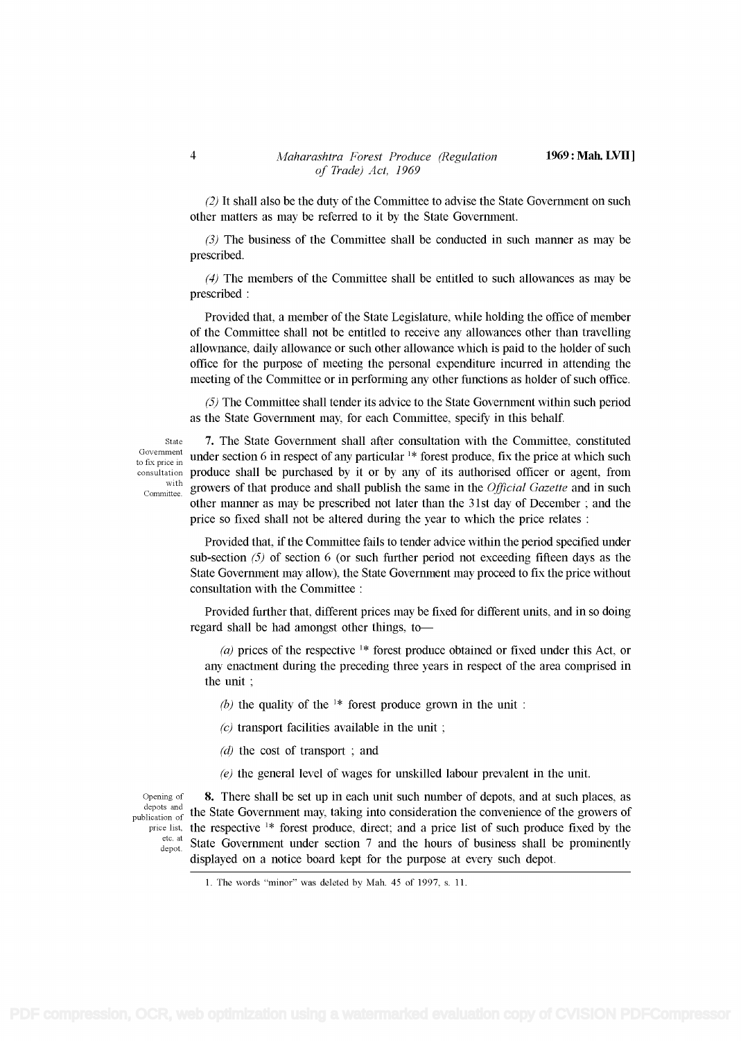*(2)* It shall also be the duty of the Committee to advise the State Government on such other matters as may be referred to it by the State Government.

*(3)* The business of the Committee shall be conducted in such manner as may be prescribed.

*(4)* The members of the Committee shall be entitled to such allowances as may be prescribed :

Provided that, a member of the State Legislature, while holding the office of member of the Committee shall not be entitled to receive any allowances other than travelling allownance, daily allowance or such other allowance which is paid to the holder of such office for the purpose of meeting the personal expenditure incurred in attending the meeting of the Committee or in performing any other functions as holder of such office.

*(5)* The Committee shall tender its advice to the State Government within such period as the State Government may, for each Committee, specify in this behalf.

State Government to fix price in consultation with Committee.

**7.** The State Government shall after consultation with the Committee, constituted under section 6 in respect of any particular [1]\* forest produce, fix the price at which such produce shall be purchased by it or by any of its authorised officer or agent, from growers of that produce and shall publish the same in the *Official Gazette* and in such other manner as may be prescribed not later than the 31st day of December ; and the price so fixed shall not be altered during the year to which the price relates :

Provided that, if the Committee fails to tender advice within the period specified under sub-section *(5)* of section 6 (or such further period not exceeding fifteen days as the State Government may allow), the State Government may proceed to fix the price without consultation with the Committee :

Provided further that, different prices may be fixed for different units, and in so doing regard shall be had amongst other things, to—

*(a)* prices of the respective [1]\* forest produce obtained or fixed under this Act, or any enactment during the preceding three years in respect of the area comprised in the unit ;

*(b)* the quality of the [1]\* forest produce grown in the unit :

*(c)* transport facilities available in the unit ;

*(d)* the cost of transport ; and

*(e)* the general level of wages for unskilled labour prevalent in the unit.

Opening of depots and publication of price list, etc. at depot.

**8.** There shall be set up in each unit such number of depots, and at such places, as the State Government may, taking into consideration the convenience of the growers of the respective [1]\* forest produce, direct; and a price list of such produce fixed by the State Government under section 7 and the hours of business shall be prominently displayed on a notice board kept for the purpose at every such depot.

1. The words "minor" was deleted by Mah. 45 of 1997, s. 11.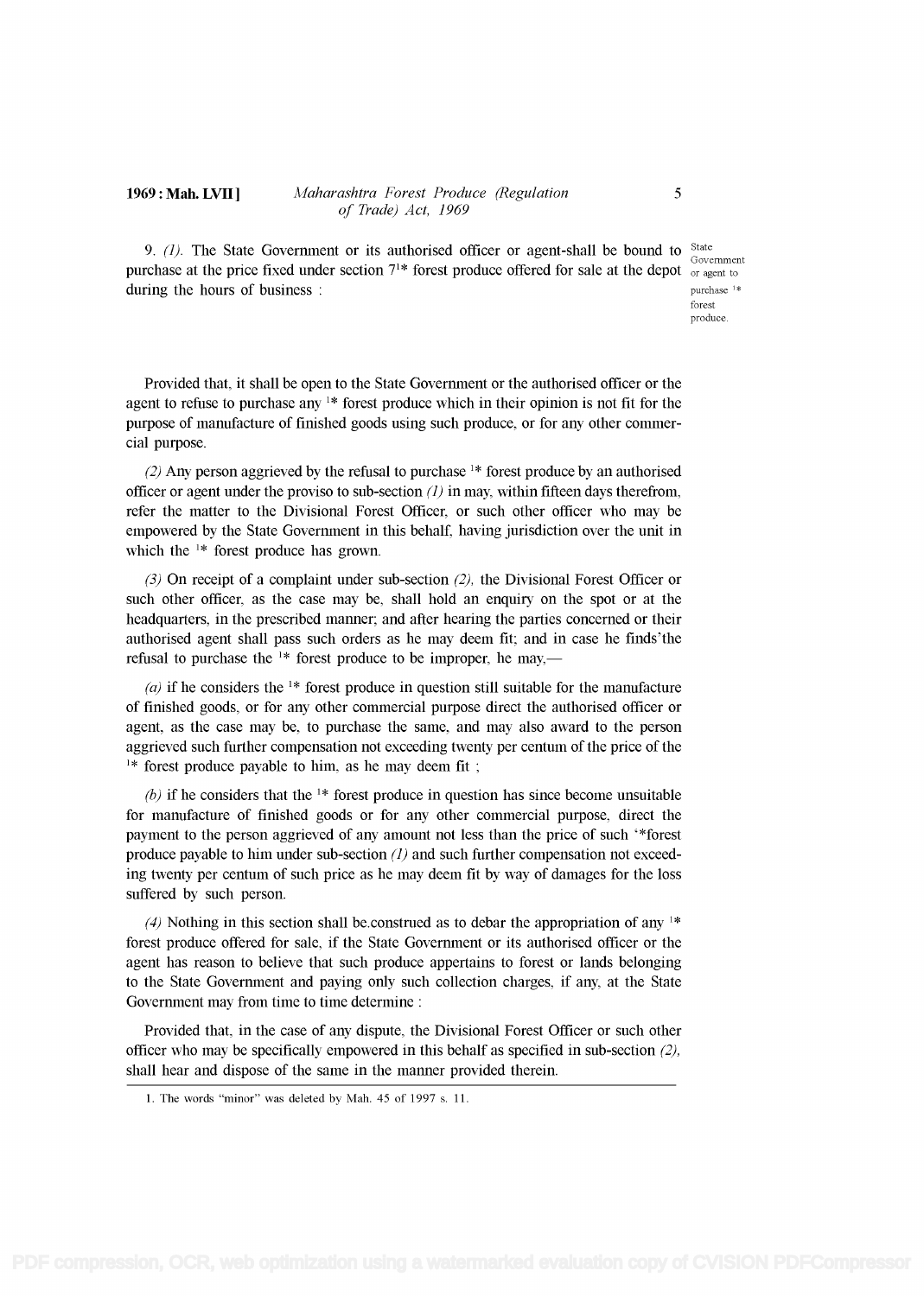9. *(1)*. The State Government or its authorised officer or agent-shall be bound to purchase at the price fixed under section 7[1]* forest produce offered for sale at the depot during the hours of business :

State Government or agent to purchase [1]* forest produce.

Provided that, it shall be open to the State Government or the authorised officer or the agent to refuse to purchase any [1]* forest produce which in their opinion is not fit for the purpose of manufacture of finished goods using such produce, or for any other commercial purpose.

*(2)* Any person aggrieved by the refusal to purchase [1]* forest produce by an authorised officer or agent under the proviso to sub-section *(1)* in may, within fifteen days therefrom, refer the matter to the Divisional Forest Officer, or such other officer who may be empowered by the State Government in this behalf, having jurisdiction over the unit in which the [1]* forest produce has grown.

*(3)* On receipt of a complaint under sub-section *(2)*, the Divisional Forest Officer or such other officer, as the case may be, shall hold an enquiry on the spot or at the headquarters, in the prescribed manner; and after hearing the parties concerned or their authorised agent shall pass such orders as he may deem fit; and in case he finds'the refusal to purchase the [1]* forest produce to be improper, he may,—

*(a)* if he considers the [1]* forest produce in question still suitable for the manufacture of finished goods, or for any other commercial purpose direct the authorised officer or agent, as the case may be, to purchase the same, and may also award to the person aggrieved such further compensation not exceeding twenty per centum of the price of the [1]* forest produce payable to him, as he may deem fit ;

*(b)* if he considers that the [1]* forest produce in question has since become unsuitable for manufacture of finished goods or for any other commercial purpose, direct the payment to the person aggrieved of any amount not less than the price of such '*forest produce payable to him under sub-section *(1)* and such further compensation not exceeding twenty per centum of such price as he may deem fit by way of damages for the loss suffered by such person.

*(4)* Nothing in this section shall be.construed as to debar the appropriation of any [1]* forest produce offered for sale, if the State Government or its authorised officer or the agent has reason to believe that such produce appertains to forest or lands belonging to the State Government and paying only such collection charges, if any, at the State Government may from time to time determine :

Provided that, in the case of any dispute, the Divisional Forest Officer or such other officer who may be specifically empowered in this behalf as specified in sub-section *(2)*, shall hear and dispose of the same in the manner provided therein.

---

1. The words "minor" was deleted by Mah. 45 of 1997 s. 11.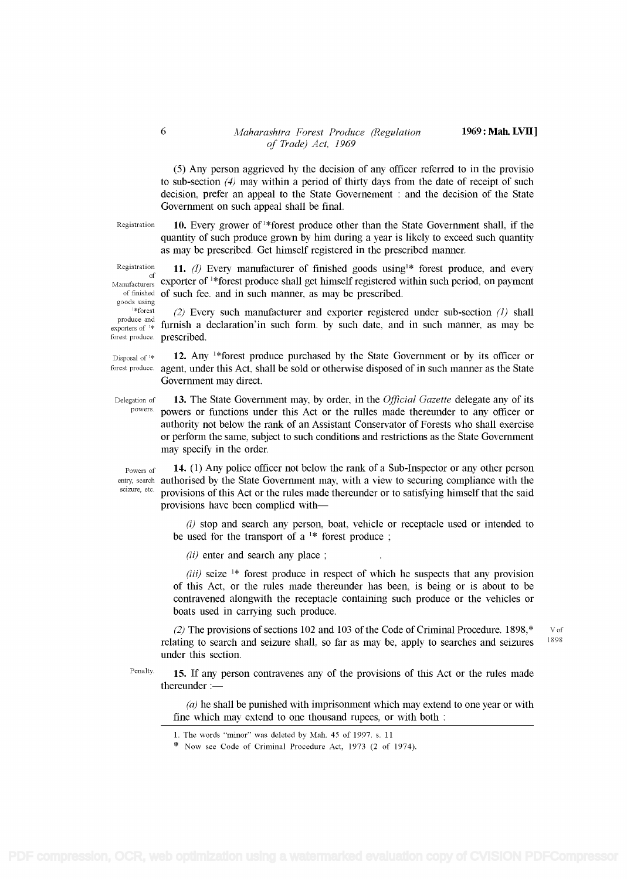(5) Any person aggrieved hy the decision of any officer referred to in the provisio to sub-section *(4)* may within a period of thirty days from the date of receipt of such decision, prefer an appeal to the State Governement : and the decision of the State Government on such appeal shall be final.

Registration

**10.** Every grower of [1]*forest produce other than the State Government shall, if the quantity of such produce grown by him during a year is likely to exceed such quantity as may be prescribed. Get himself registered in the prescribed manner.

Registration of Manufacturers of finished goods using [1]*forest produce and exporters of [1]* forest produce.

**11.** *(1)* Every manufacturer of finished goods using[1]* forest produce, and every exporter of [1]*forest produce shall get himself registered within such period, on payment of such fee. and in such manner, as may be prescribed.

*(2)* Every such manufacturer and exporter registered under sub-section *(1)* shall furnish a declaration'in such form. by such date, and in such manner, as may be prescribed.

Disposal of [1]* forest produce.

**12.** Any [1]*forest produce purchased by the State Government or by its officer or agent, under this Act, shall be sold or otherwise disposed of in such manner as the State Government may direct.

Delegation of powers.

**13.** The State Government may, by order, in the *Official Gazette* delegate any of its powers or functions under this Act or the rulles made thereunder to any officer or authority not below the rank of an Assistant Conservator of Forests who shall exercise or perform the same, subject to such conditions and restrictions as the State Government may specify in the order.

Powers of entry, search seizure, etc.

**14.** (1) Any police officer not below the rank of a Sub-Inspector or any other person authorised by the State Government may, with a view to securing compliance with the provisions of this Act or the rules made thereunder or to satisfying himself that the said provisions have been complied with—

*(i)* stop and search any person, boat, vehicle or receptacle used or intended to be used for the transport of a [1]* forest produce ;

*(ii)* enter and search any place ;

*(iii)* seize [1]* forest produce in respect of which he suspects that any provision of this Act, or the rules made thereunder has been, is being or is about to be contravened alongwith the receptacle containing such produce or the vehicles or boats used in carrying such produce.

*(2)* The provisions of sections 102 and 103 of the Code of Criminal Procedure. 1898,* relating to search and seizure shall, so far as may be, apply to searches and seizures under this section.

V of 1898

Penalty.

**15.** If any person contravenes any of the provisions of this Act or the rules made thereunder :—

*(a)* he shall be punished with imprisonment which may extend to one year or with fine which may extend to one thousand rupees, or with both :

---

1. The words "minor" was deleted by Mah. 45 of 1997. s. 11

\* Now see Code of Criminal Procedure Act, 1973 (2 of 1974).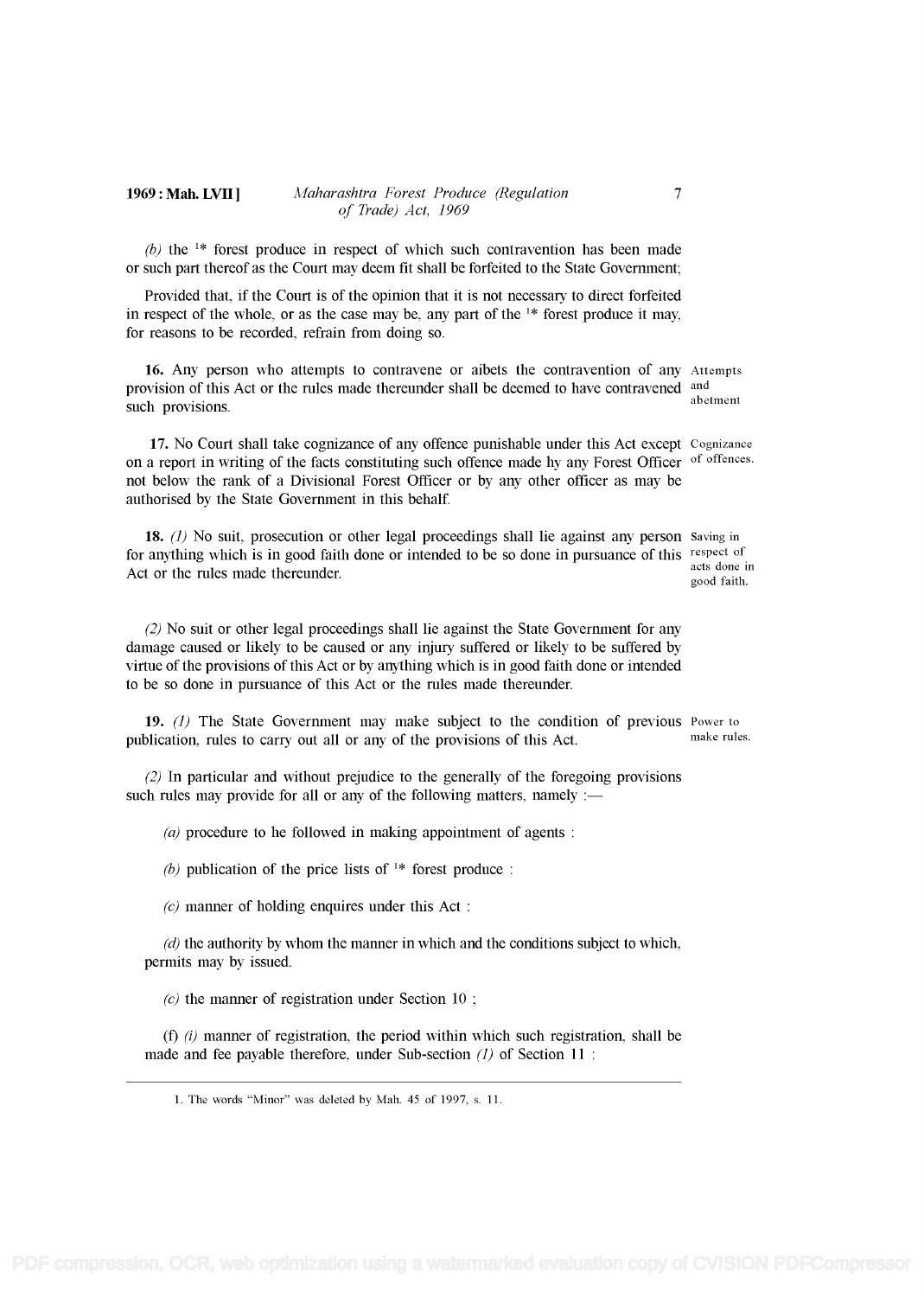*(b)* the [1]* forest produce in respect of which such contravention has been made or such part thereof as the Court may deem fit shall be forfeited to the State Government;

Provided that, if the Court is of the opinion that it is not necessary to direct forfeited in respect of the whole, or as the case may be, any part of the [1]* forest produce it may, for reasons to be recorded, refrain from doing so.

**16.** Any person who attempts to contravene or aibets the contravention of any provision of this Act or the rules made thereunder shall be deemed to have contravened such provisions.

Attempts and abetment

**17.** No Court shall take cognizance of any offence punishable under this Act except on a report in writing of the facts constituting such offence made hy any Forest Officer not below the rank of a Divisional Forest Officer or by any other officer as may be authorised by the State Government in this behalf.

Cognizance of offences.

**18.** *(1)* No suit, prosecution or other legal proceedings shall lie against any person for anything which is in good faith done or intended to be so done in pursuance of this Act or the rules made thereunder.

Saving in respect of acts done in good faith.

*(2)* No suit or other legal proceedings shall lie against the State Government for any damage caused or likely to be caused or any injury suffered or likely to be suffered by virtue of the provisions of this Act or by anything which is in good faith done or intended to be so done in pursuance of this Act or the rules made thereunder.

**19.** *(1)* The State Government may make subject to the condition of previous publication, rules to carry out all or any of the provisions of this Act.

Power to make rules.

*(2)* In particular and without prejudice to the generally of the foregoing provisions such rules may provide for all or any of the following matters, namely :—

*(a)* procedure to he followed in making appointment of agents :

*(b)* publication of the price lists of [1]* forest produce :

*(c)* manner of holding enquires under this Act :

*(d)* the authority by whom the manner in which and the conditions subject to which, permits may by issued.

*(c)* the manner of registration under Section 10 ;

(f) *(i)* manner of registration, the period within which such registration, shall be made and fee payable therefore, under Sub-section *(1)* of Section 11 :

---

1. The words "Minor" was deleted by Mah. 45 of 1997, s. 11.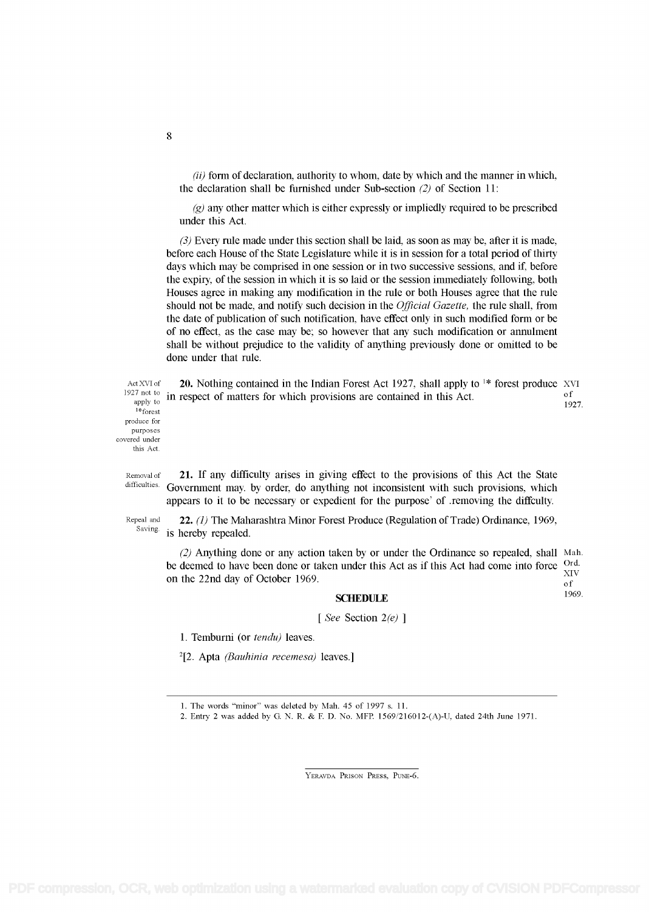*(ii)* form of declaration, authority to whom, date by which and the manner in which, the declaration shall be furnished under Sub-section *(2)* of Section 11:

*(g)* any other matter which is either expressly or impliedly required to be prescribed under this Act.

*(3)* Every rule made under this section shall be laid, as soon as may be, after it is made, before each House of the State Legislature while it is in session for a total period of thirty days which may be comprised in one session or in two successive sessions, and if, before the expiry, of the session in which it is so laid or the session immediately following, both Houses agree in making any modification in the rule or both Houses agree that the rule should not be made, and notify such decision in the *Official Gazette,* the rule shall, from the date of publication of such notification, have effect only in such modified form or be of no effect, as the case may be; so however that any such modification or annulment shall be without prejudice to the validity of anything previously done or omitted to be done under that rule.

Act XVI of 1927 not to apply to [1]* forest produce for purposes covered under this Act.

**20.** Nothing contained in the Indian Forest Act 1927, shall apply to [1]* forest produce in respect of matters for which provisions are contained in this Act. XVI of 1927.

Removal of difficulties.

**21.** If any difficulty arises in giving effect to the provisions of this Act the State Government may. by order, do anything not inconsistent with such provisions, which appears to it to be necessary or expedient for the purpose' of .removing the diffculty.

Repeal and Saving.

**22.** *(1)* The Maharashtra Minor Forest Produce (Regulation of Trade) Ordinance, 1969, is hereby repealed.

*(2)* Anything done or any action taken by or under the Ordinance so repealed, shall be deemed to have been done or taken under this Act as if this Act had come into force on the 22nd day of October 1969. Mah. Ord. XIV of 1969.

**SCHEDULE**

[ *See* Section 2*(e)* ]

1. Temburni (or *tendu)* leaves.

[2][2. Apta *(Bauhinia recemesa)* leaves.]

---

1. The words "minor" was deleted by Mah. 45 of 1997 s. 11.
2. Entry 2 was added by G. N. R. & F. D. No. MFP. 1569/216012-(A)-U, dated 24th June 1971.

YERAVDA PRISON PRESS, PUNE-6.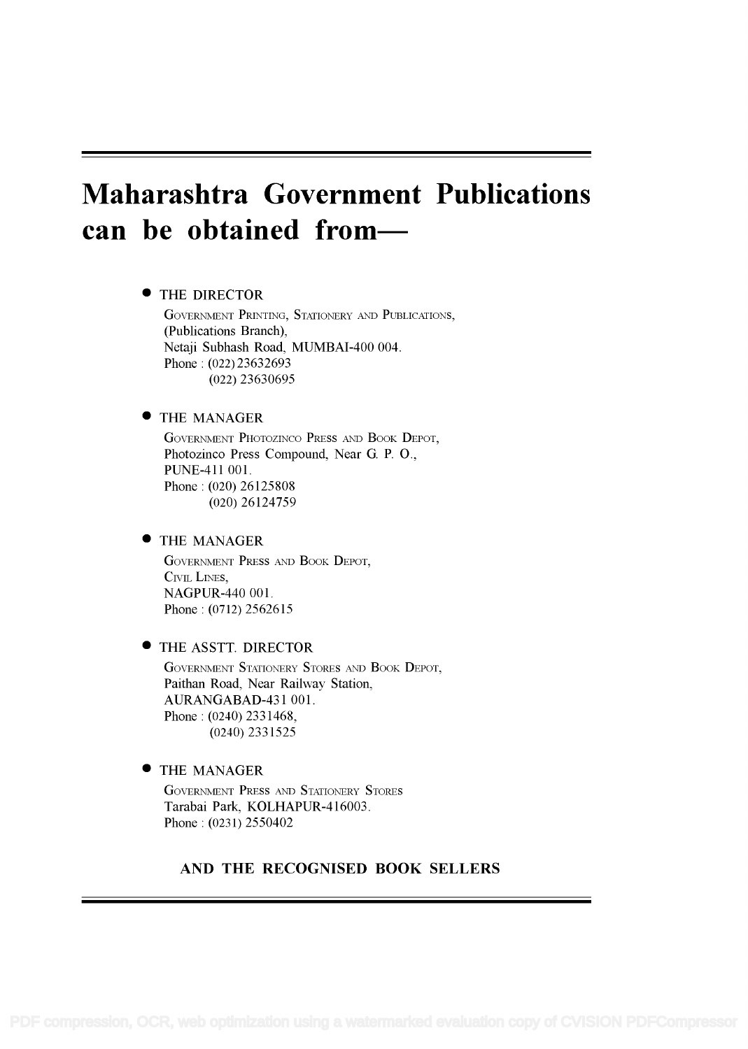# Maharashtra Government Publications can be obtained from—

- **THE DIRECTOR**
  GOVERNMENT PRINTING, STATIONERY AND PUBLICATIONS,
  (Publications Branch),
  Netaji Subhash Road, MUMBAI-400 004.
  Phone : (022) 23632693
  (022) 23630695

- **THE MANAGER**
  GOVERNMENT PHOTOZINCO PRESS AND BOOK DEPOT,
  Photozinco Press Compound, Near G. P. O.,
  PUNE-411 001.
  Phone : (020) 26125808
  (020) 26124759

- **THE MANAGER**
  GOVERNMENT PRESS AND BOOK DEPOT,
  CIVIL LINES,
  NAGPUR-440 001.
  Phone : (0712) 2562615

- **THE ASSTT. DIRECTOR**
  GOVERNMENT STATIONERY STORES AND BOOK DEPOT,
  Paithan Road, Near Railway Station,
  AURANGABAD-431 001.
  Phone : (0240) 2331468,
  (0240) 2331525

- **THE MANAGER**
  GOVERNMENT PRESS AND STATIONERY STORES
  Tarabai Park, KOLHAPUR-416003.
  Phone : (0231) 2550402

**AND THE RECOGNISED BOOK SELLERS**